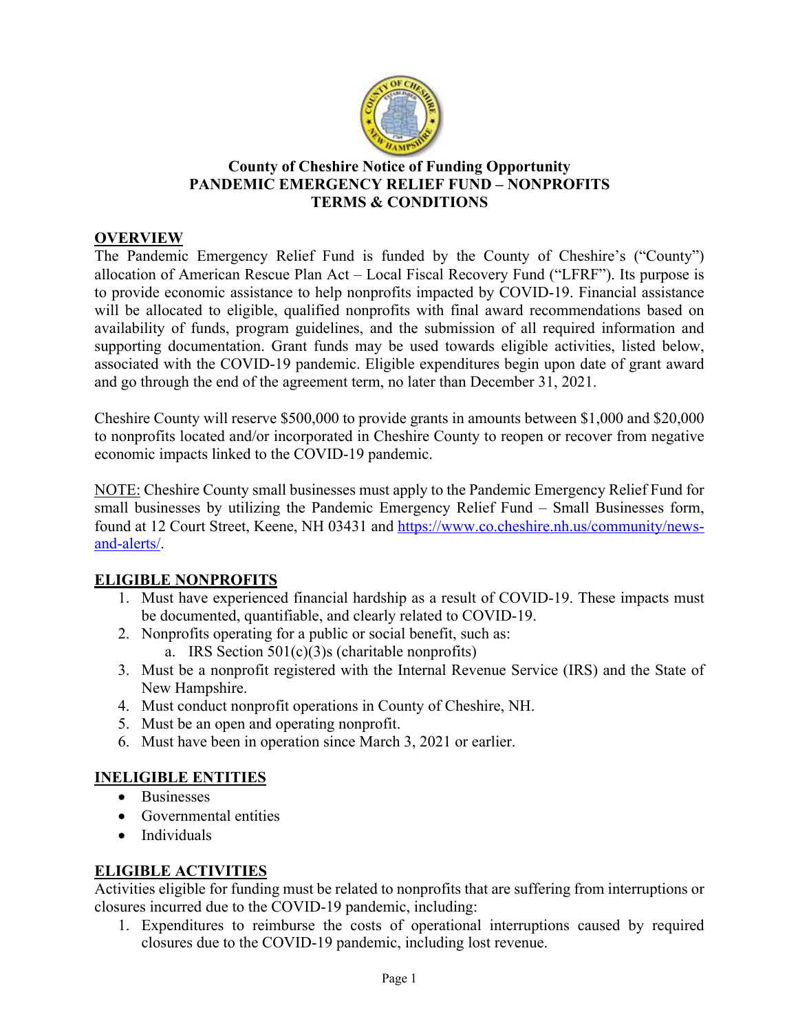# County of Cheshire Notice of Funding Opportunity
# PANDEMIC EMERGENCY RELIEF FUND – NONPROFITS
# TERMS & CONDITIONS

## OVERVIEW

The Pandemic Emergency Relief Fund is funded by the County of Cheshire's ("County") allocation of American Rescue Plan Act – Local Fiscal Recovery Fund ("LFRF"). Its purpose is to provide economic assistance to help nonprofits impacted by COVID-19. Financial assistance will be allocated to eligible, qualified nonprofits with final award recommendations based on availability of funds, program guidelines, and the submission of all required information and supporting documentation. Grant funds may be used towards eligible activities, listed below, associated with the COVID-19 pandemic. Eligible expenditures begin upon date of grant award and go through the end of the agreement term, no later than December 31, 2021.

Cheshire County will reserve $500,000 to provide grants in amounts between $1,000 and $20,000 to nonprofits located and/or incorporated in Cheshire County to reopen or recover from negative economic impacts linked to the COVID-19 pandemic.

NOTE: Cheshire County small businesses must apply to the Pandemic Emergency Relief Fund for small businesses by utilizing the Pandemic Emergency Relief Fund – Small Businesses form, found at 12 Court Street, Keene, NH 03431 and https://www.co.cheshire.nh.us/community/news-and-alerts/.

## ELIGIBLE NONPROFITS

1. Must have experienced financial hardship as a result of COVID-19. These impacts must be documented, quantifiable, and clearly related to COVID-19.
2. Nonprofits operating for a public or social benefit, such as:
   a. IRS Section 501(c)(3)s (charitable nonprofits)
3. Must be a nonprofit registered with the Internal Revenue Service (IRS) and the State of New Hampshire.
4. Must conduct nonprofit operations in County of Cheshire, NH.
5. Must be an open and operating nonprofit.
6. Must have been in operation since March 3, 2021 or earlier.

## INELIGIBLE ENTITIES

- Businesses
- Governmental entities
- Individuals

## ELIGIBLE ACTIVITIES

Activities eligible for funding must be related to nonprofits that are suffering from interruptions or closures incurred due to the COVID-19 pandemic, including:

1. Expenditures to reimburse the costs of operational interruptions caused by required closures due to the COVID-19 pandemic, including lost revenue.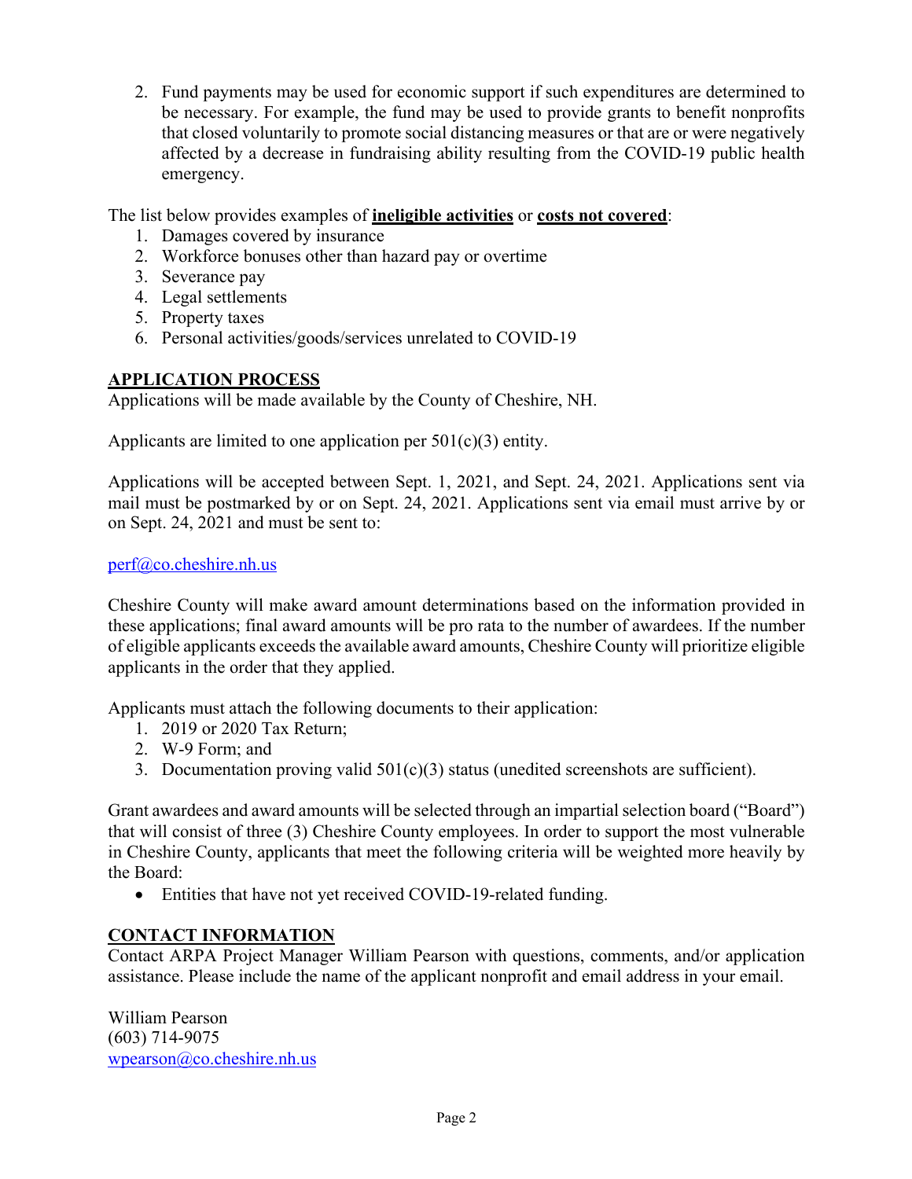2. Fund payments may be used for economic support if such expenditures are determined to be necessary. For example, the fund may be used to provide grants to benefit nonprofits that closed voluntarily to promote social distancing measures or that are or were negatively affected by a decrease in fundraising ability resulting from the COVID-19 public health emergency.

The list below provides examples of **ineligible activities** or **costs not covered**:

1. Damages covered by insurance
2. Workforce bonuses other than hazard pay or overtime
3. Severance pay
4. Legal settlements
5. Property taxes
6. Personal activities/goods/services unrelated to COVID-19

## APPLICATION PROCESS

Applications will be made available by the County of Cheshire, NH.

Applicants are limited to one application per 501(c)(3) entity.

Applications will be accepted between Sept. 1, 2021, and Sept. 24, 2021. Applications sent via mail must be postmarked by or on Sept. 24, 2021. Applications sent via email must arrive by or on Sept. 24, 2021 and must be sent to:

perf@co.cheshire.nh.us

Cheshire County will make award amount determinations based on the information provided in these applications; final award amounts will be pro rata to the number of awardees. If the number of eligible applicants exceeds the available award amounts, Cheshire County will prioritize eligible applicants in the order that they applied.

Applicants must attach the following documents to their application:

1. 2019 or 2020 Tax Return;
2. W-9 Form; and
3. Documentation proving valid 501(c)(3) status (unedited screenshots are sufficient).

Grant awardees and award amounts will be selected through an impartial selection board ("Board") that will consist of three (3) Cheshire County employees. In order to support the most vulnerable in Cheshire County, applicants that meet the following criteria will be weighted more heavily by the Board:

- Entities that have not yet received COVID-19-related funding.

## CONTACT INFORMATION

Contact ARPA Project Manager William Pearson with questions, comments, and/or application assistance. Please include the name of the applicant nonprofit and email address in your email.

William Pearson
(603) 714-9075
wpearson@co.cheshire.nh.us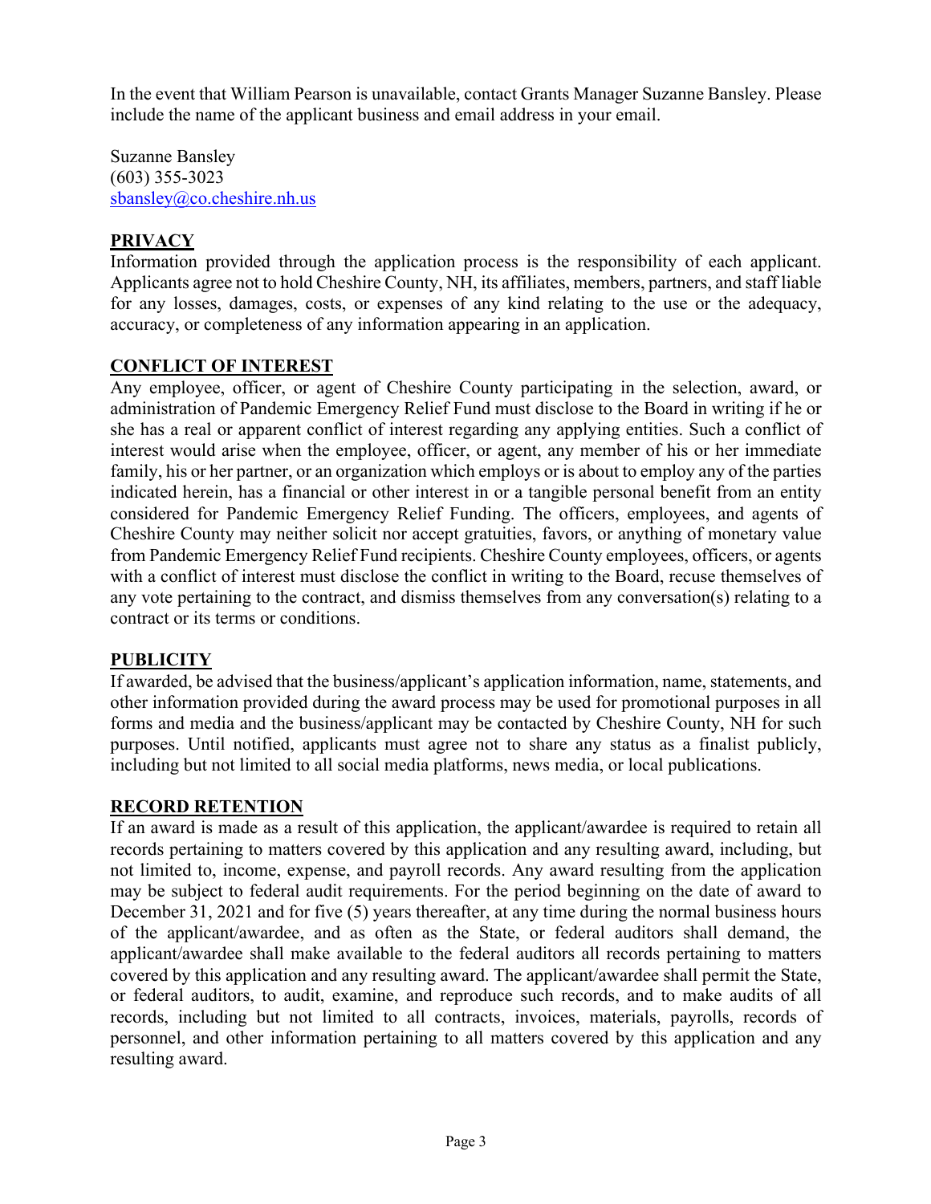In the event that William Pearson is unavailable, contact Grants Manager Suzanne Bansley. Please include the name of the applicant business and email address in your email.

Suzanne Bansley
(603) 355-3023
sbansley@co.cheshire.nh.us

## PRIVACY

Information provided through the application process is the responsibility of each applicant. Applicants agree not to hold Cheshire County, NH, its affiliates, members, partners, and staff liable for any losses, damages, costs, or expenses of any kind relating to the use or the adequacy, accuracy, or completeness of any information appearing in an application.

## CONFLICT OF INTEREST

Any employee, officer, or agent of Cheshire County participating in the selection, award, or administration of Pandemic Emergency Relief Fund must disclose to the Board in writing if he or she has a real or apparent conflict of interest regarding any applying entities. Such a conflict of interest would arise when the employee, officer, or agent, any member of his or her immediate family, his or her partner, or an organization which employs or is about to employ any of the parties indicated herein, has a financial or other interest in or a tangible personal benefit from an entity considered for Pandemic Emergency Relief Funding. The officers, employees, and agents of Cheshire County may neither solicit nor accept gratuities, favors, or anything of monetary value from Pandemic Emergency Relief Fund recipients. Cheshire County employees, officers, or agents with a conflict of interest must disclose the conflict in writing to the Board, recuse themselves of any vote pertaining to the contract, and dismiss themselves from any conversation(s) relating to a contract or its terms or conditions.

## PUBLICITY

If awarded, be advised that the business/applicant's application information, name, statements, and other information provided during the award process may be used for promotional purposes in all forms and media and the business/applicant may be contacted by Cheshire County, NH for such purposes. Until notified, applicants must agree not to share any status as a finalist publicly, including but not limited to all social media platforms, news media, or local publications.

## RECORD RETENTION

If an award is made as a result of this application, the applicant/awardee is required to retain all records pertaining to matters covered by this application and any resulting award, including, but not limited to, income, expense, and payroll records. Any award resulting from the application may be subject to federal audit requirements. For the period beginning on the date of award to December 31, 2021 and for five (5) years thereafter, at any time during the normal business hours of the applicant/awardee, and as often as the State, or federal auditors shall demand, the applicant/awardee shall make available to the federal auditors all records pertaining to matters covered by this application and any resulting award. The applicant/awardee shall permit the State, or federal auditors, to audit, examine, and reproduce such records, and to make audits of all records, including but not limited to all contracts, invoices, materials, payrolls, records of personnel, and other information pertaining to all matters covered by this application and any resulting award.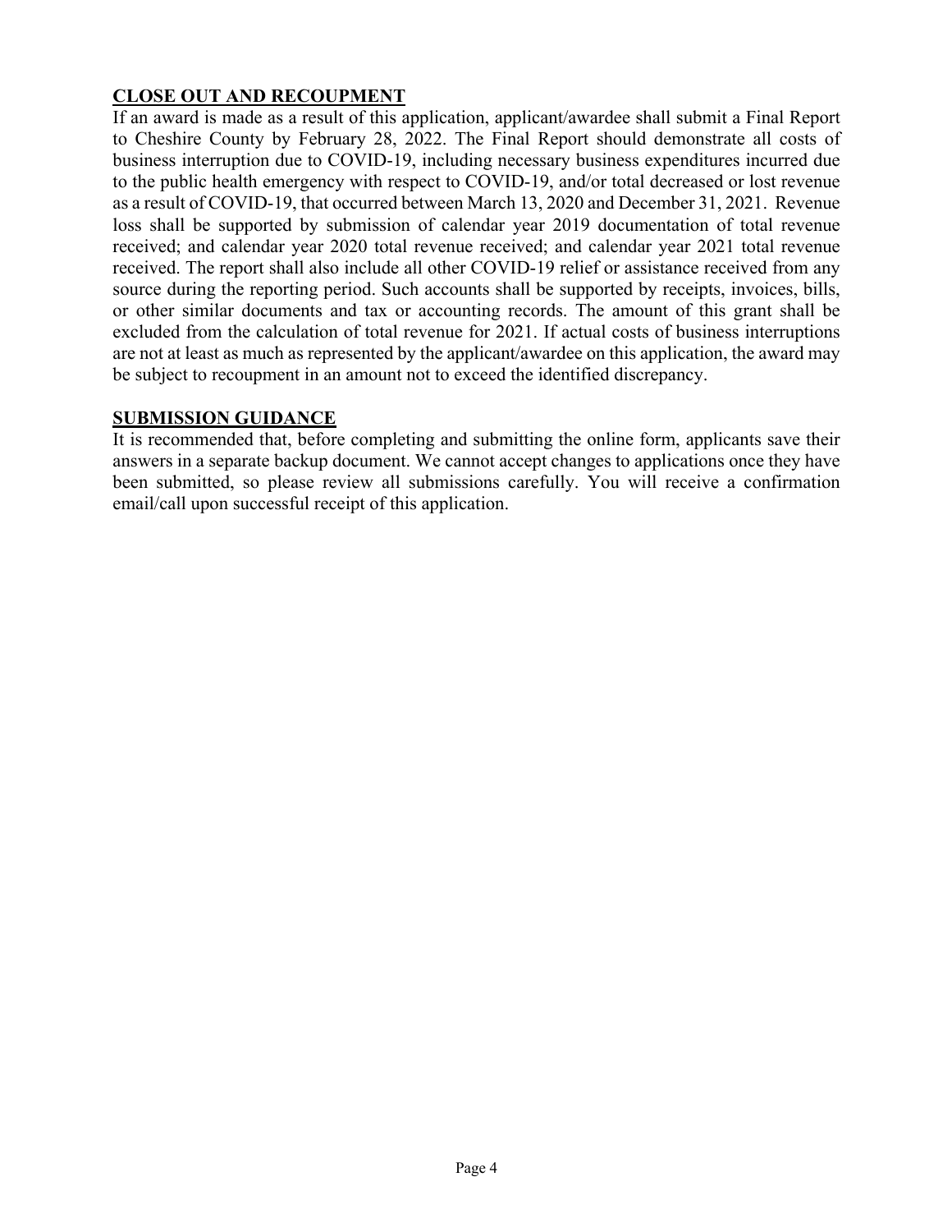**CLOSE OUT AND RECOUPMENT**

If an award is made as a result of this application, applicant/awardee shall submit a Final Report to Cheshire County by February 28, 2022. The Final Report should demonstrate all costs of business interruption due to COVID-19, including necessary business expenditures incurred due to the public health emergency with respect to COVID-19, and/or total decreased or lost revenue as a result of COVID-19, that occurred between March 13, 2020 and December 31, 2021. Revenue loss shall be supported by submission of calendar year 2019 documentation of total revenue received; and calendar year 2020 total revenue received; and calendar year 2021 total revenue received. The report shall also include all other COVID-19 relief or assistance received from any source during the reporting period. Such accounts shall be supported by receipts, invoices, bills, or other similar documents and tax or accounting records. The amount of this grant shall be excluded from the calculation of total revenue for 2021. If actual costs of business interruptions are not at least as much as represented by the applicant/awardee on this application, the award may be subject to recoupment in an amount not to exceed the identified discrepancy.

**SUBMISSION GUIDANCE**

It is recommended that, before completing and submitting the online form, applicants save their answers in a separate backup document. We cannot accept changes to applications once they have been submitted, so please review all submissions carefully. You will receive a confirmation email/call upon successful receipt of this application.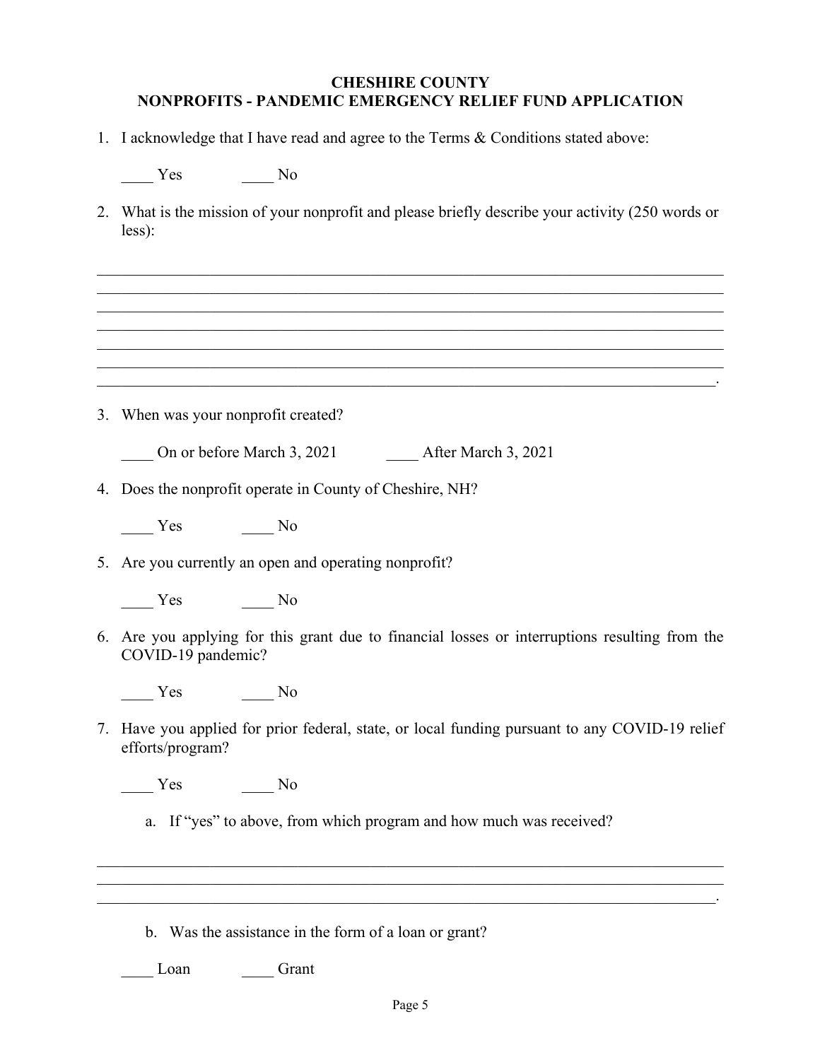**CHESHIRE COUNTY**
**NONPROFITS - PANDEMIC EMERGENCY RELIEF FUND APPLICATION**

1. I acknowledge that I have read and agree to the Terms & Conditions stated above:

    ____ Yes ____ No

2. What is the mission of your nonprofit and please briefly describe your activity (250 words or less):

______________________________________________________________________________
______________________________________________________________________________
______________________________________________________________________________
______________________________________________________________________________
______________________________________________________________________________
______________________________________________________________________________
_____________________________________________________________________________.

3. When was your nonprofit created?

    ____ On or before March 3, 2021 ____ After March 3, 2021

4. Does the nonprofit operate in County of Cheshire, NH?

    ____ Yes ____ No

5. Are you currently an open and operating nonprofit?

    ____ Yes ____ No

6. Are you applying for this grant due to financial losses or interruptions resulting from the COVID-19 pandemic?

    ____ Yes ____ No

7. Have you applied for prior federal, state, or local funding pursuant to any COVID-19 relief efforts/program?

    ____ Yes ____ No

    a. If "yes" to above, from which program and how much was received?

______________________________________________________________________________
______________________________________________________________________________
_____________________________________________________________________________.

    b. Was the assistance in the form of a loan or grant?

    ____ Loan ____ Grant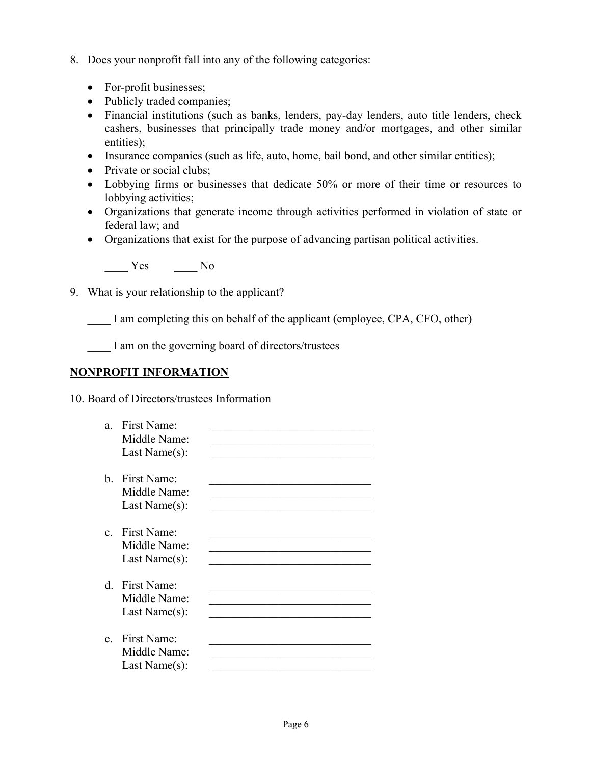8. Does your nonprofit fall into any of the following categories:

   - For-profit businesses;
   - Publicly traded companies;
   - Financial institutions (such as banks, lenders, pay-day lenders, auto title lenders, check cashers, businesses that principally trade money and/or mortgages, and other similar entities);
   - Insurance companies (such as life, auto, home, bail bond, and other similar entities);
   - Private or social clubs;
   - Lobbying firms or businesses that dedicate 50% or more of their time or resources to lobbying activities;
   - Organizations that generate income through activities performed in violation of state or federal law; and
   - Organizations that exist for the purpose of advancing partisan political activities.

   ____ Yes ____ No

9. What is your relationship to the applicant?

   ____ I am completing this on behalf of the applicant (employee, CPA, CFO, other)

   ____ I am on the governing board of directors/trustees

## NONPROFIT INFORMATION

10. Board of Directors/trustees Information

    a. First Name: ____________________________
       Middle Name: ____________________________
       Last Name(s): ____________________________

    b. First Name: ____________________________
       Middle Name: ____________________________
       Last Name(s): ____________________________

    c. First Name: ____________________________
       Middle Name: ____________________________
       Last Name(s): ____________________________

    d. First Name: ____________________________
       Middle Name: ____________________________
       Last Name(s): ____________________________

    e. First Name: ____________________________
       Middle Name: ____________________________
       Last Name(s): ____________________________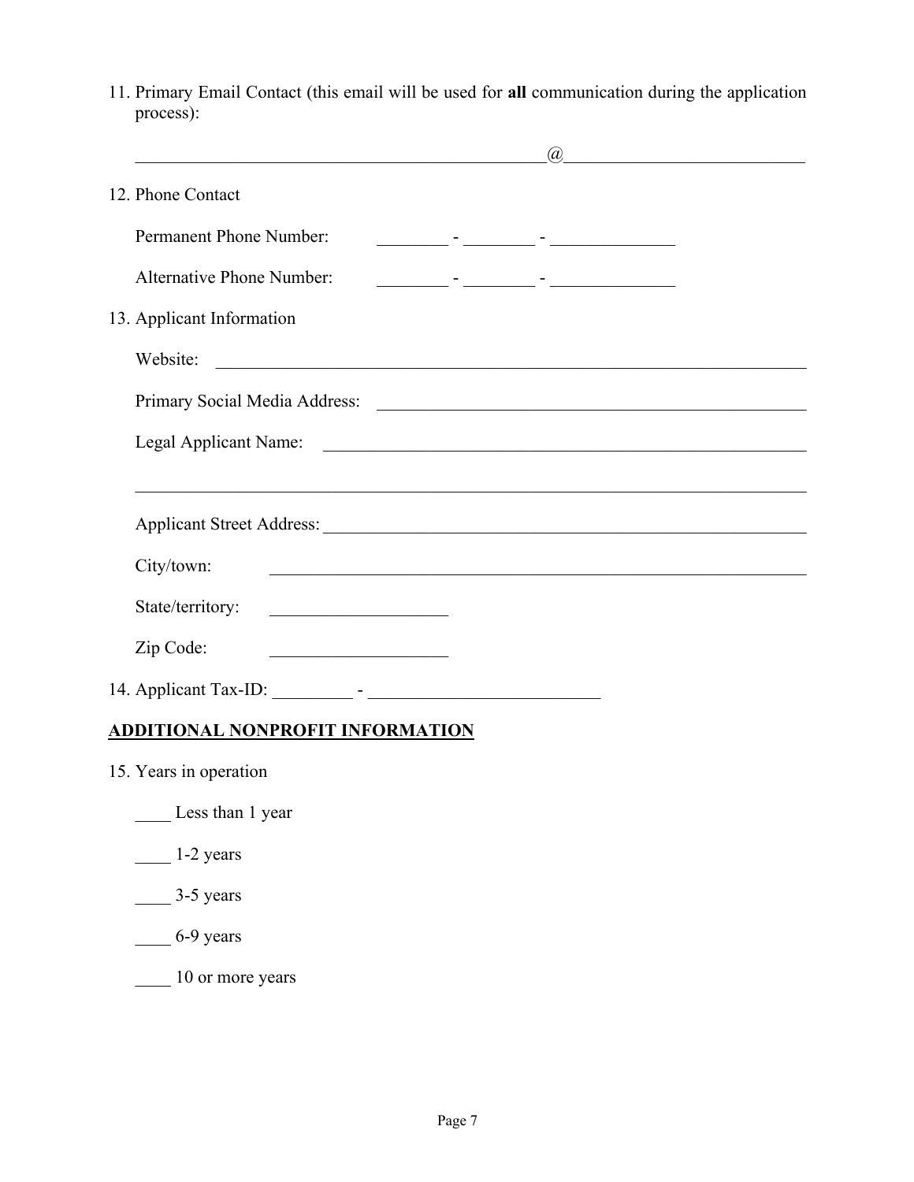11. Primary Email Contact (this email will be used for **all** communication during the application process):

    ________________________________________________@__________________________

12. Phone Contact

    Permanent Phone Number: ________ - ________ - ______________

    Alternative Phone Number: ________ - ________ - ______________

13. Applicant Information

    Website: ____________________________________________________________

    Primary Social Media Address: ___________________________________________

    Legal Applicant Name: __________________________________________________

    ______________________________________________________________________

    Applicant Street Address: ________________________________________________

    City/town: ___________________________________________________________

    State/territory: ____________________

    Zip Code: ____________________

14. Applicant Tax-ID: _________ - __________________________

## ADDITIONAL NONPROFIT INFORMATION

15. Years in operation

    ____ Less than 1 year

    ____ 1-2 years

    ____ 3-5 years

    ____ 6-9 years

    ____ 10 or more years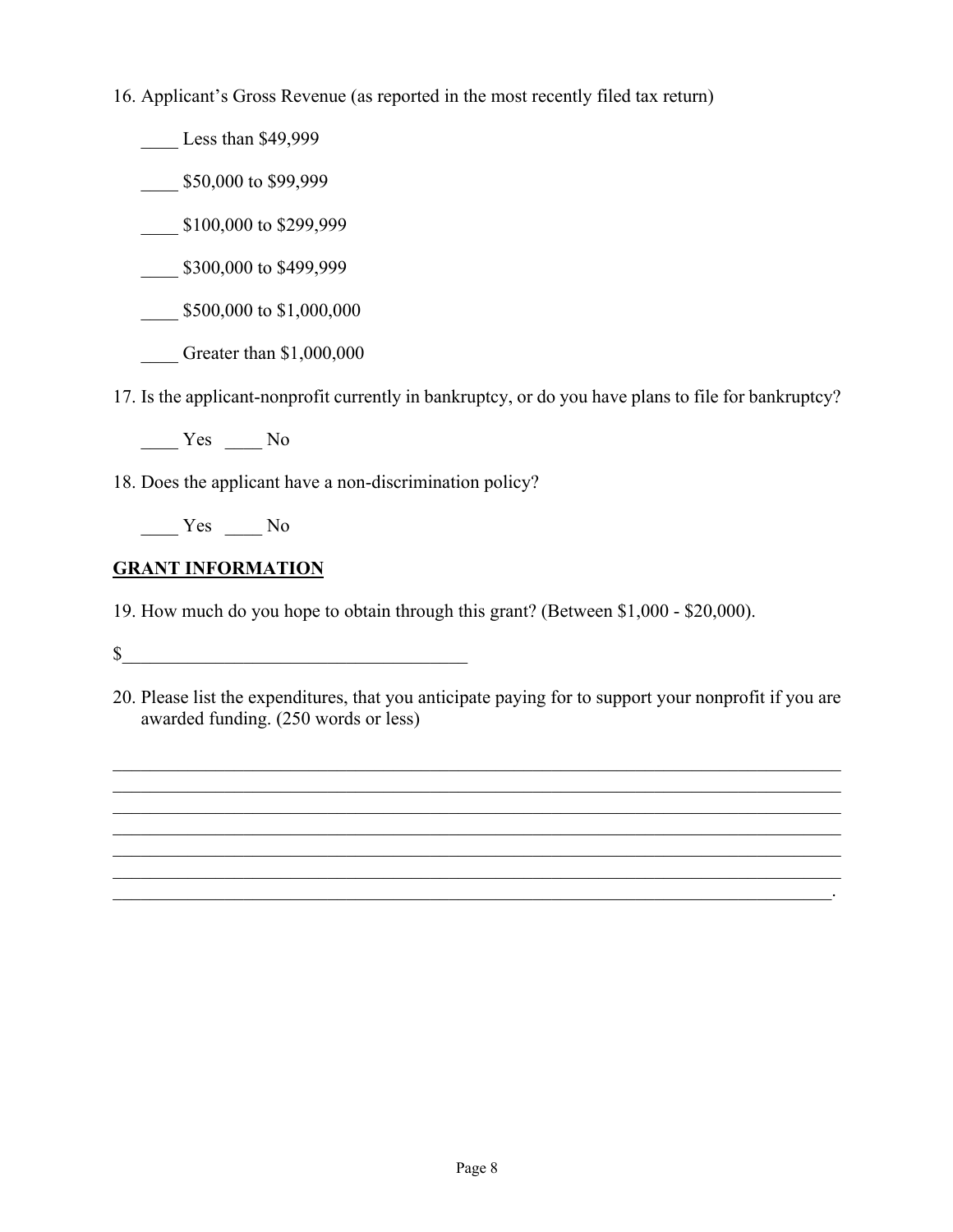16. Applicant's Gross Revenue (as reported in the most recently filed tax return)

    ____ Less than $49,999

    ____ $50,000 to $99,999

    ____ $100,000 to $299,999

    ____ $300,000 to $499,999

    ____ $500,000 to $1,000,000

    ____ Greater than $1,000,000

17. Is the applicant-nonprofit currently in bankruptcy, or do you have plans to file for bankruptcy?

    ____ Yes ____ No

18. Does the applicant have a non-discrimination policy?

    ____ Yes ____ No

**GRANT INFORMATION**

19. How much do you hope to obtain through this grant? (Between $1,000 - $20,000).

$______________________________________

20. Please list the expenditures, that you anticipate paying for to support your nonprofit if you are awarded funding. (250 words or less)

____________________________________________________________________________________
____________________________________________________________________________________
____________________________________________________________________________________
____________________________________________________________________________________
____________________________________________________________________________________
____________________________________________________________________________________
___________________________________________________________________________________.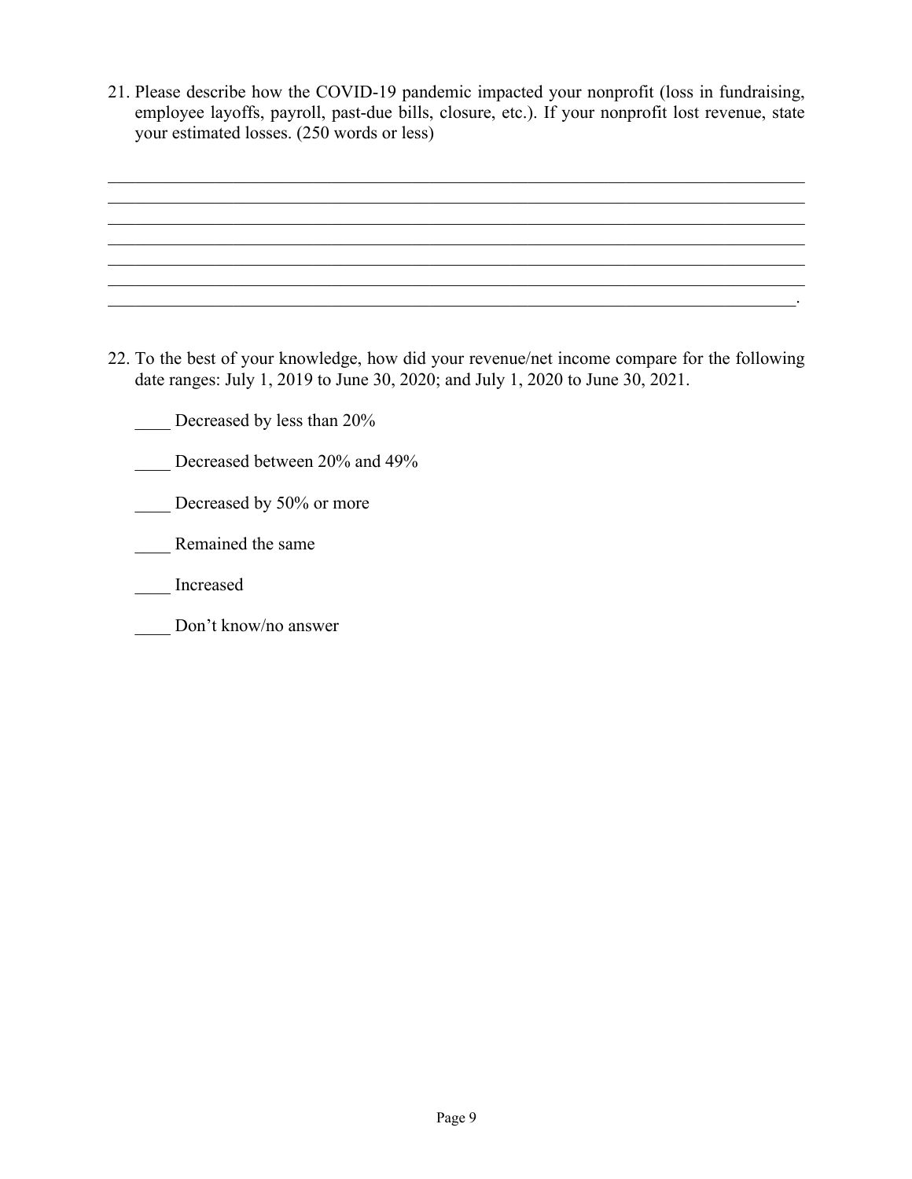21. Please describe how the COVID-19 pandemic impacted your nonprofit (loss in fundraising, employee layoffs, payroll, past-due bills, closure, etc.). If your nonprofit lost revenue, state your estimated losses. (250 words or less)

_______________________________________________________________________________
_______________________________________________________________________________
_______________________________________________________________________________
_______________________________________________________________________________
_______________________________________________________________________________
_______________________________________________________________________________
______________________________________________________________________________.

22. To the best of your knowledge, how did your revenue/net income compare for the following date ranges: July 1, 2019 to June 30, 2020; and July 1, 2020 to June 30, 2021.

____ Decreased by less than 20%

____ Decreased between 20% and 49%

____ Decreased by 50% or more

____ Remained the same

____ Increased

____ Don't know/no answer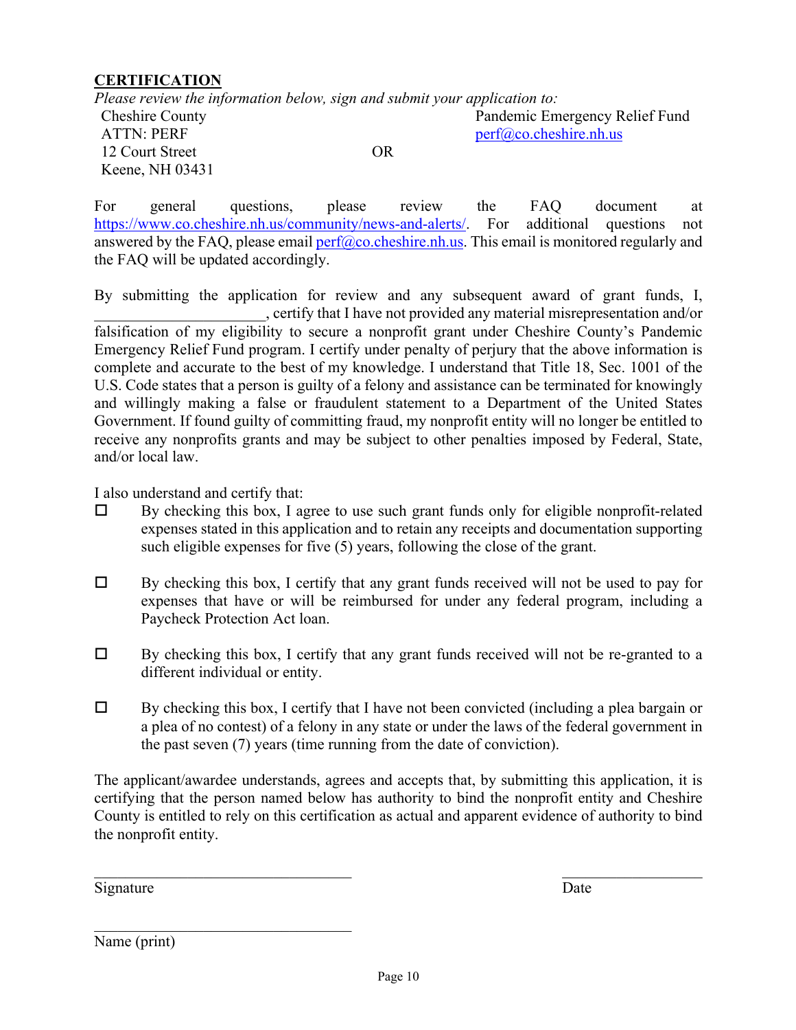## CERTIFICATION

*Please review the information below, sign and submit your application to:*

Cheshire County
ATTN: PERF
12 Court Street
Keene, NH 03431

OR

Pandemic Emergency Relief Fund
perf@co.cheshire.nh.us

For general questions, please review the FAQ document at https://www.co.cheshire.nh.us/community/news-and-alerts/. For additional questions not answered by the FAQ, please email perf@co.cheshire.nh.us. This email is monitored regularly and the FAQ will be updated accordingly.

By submitting the application for review and any subsequent award of grant funds, I, ______________________, certify that I have not provided any material misrepresentation and/or falsification of my eligibility to secure a nonprofit grant under Cheshire County's Pandemic Emergency Relief Fund program. I certify under penalty of perjury that the above information is complete and accurate to the best of my knowledge. I understand that Title 18, Sec. 1001 of the U.S. Code states that a person is guilty of a felony and assistance can be terminated for knowingly and willingly making a false or fraudulent statement to a Department of the United States Government. If found guilty of committing fraud, my nonprofit entity will no longer be entitled to receive any nonprofits grants and may be subject to other penalties imposed by Federal, State, and/or local law.

I also understand and certify that:

- ☐ By checking this box, I agree to use such grant funds only for eligible nonprofit-related expenses stated in this application and to retain any receipts and documentation supporting such eligible expenses for five (5) years, following the close of the grant.

- ☐ By checking this box, I certify that any grant funds received will not be used to pay for expenses that have or will be reimbursed for under any federal program, including a Paycheck Protection Act loan.

- ☐ By checking this box, I certify that any grant funds received will not be re-granted to a different individual or entity.

- ☐ By checking this box, I certify that I have not been convicted (including a plea bargain or a plea of no contest) of a felony in any state or under the laws of the federal government in the past seven (7) years (time running from the date of conviction).

The applicant/awardee understands, agrees and accepts that, by submitting this application, it is certifying that the person named below has authority to bind the nonprofit entity and Cheshire County is entitled to rely on this certification as actual and apparent evidence of authority to bind the nonprofit entity.

______________________________ Signature

______________ Date

______________________________ Name (print)